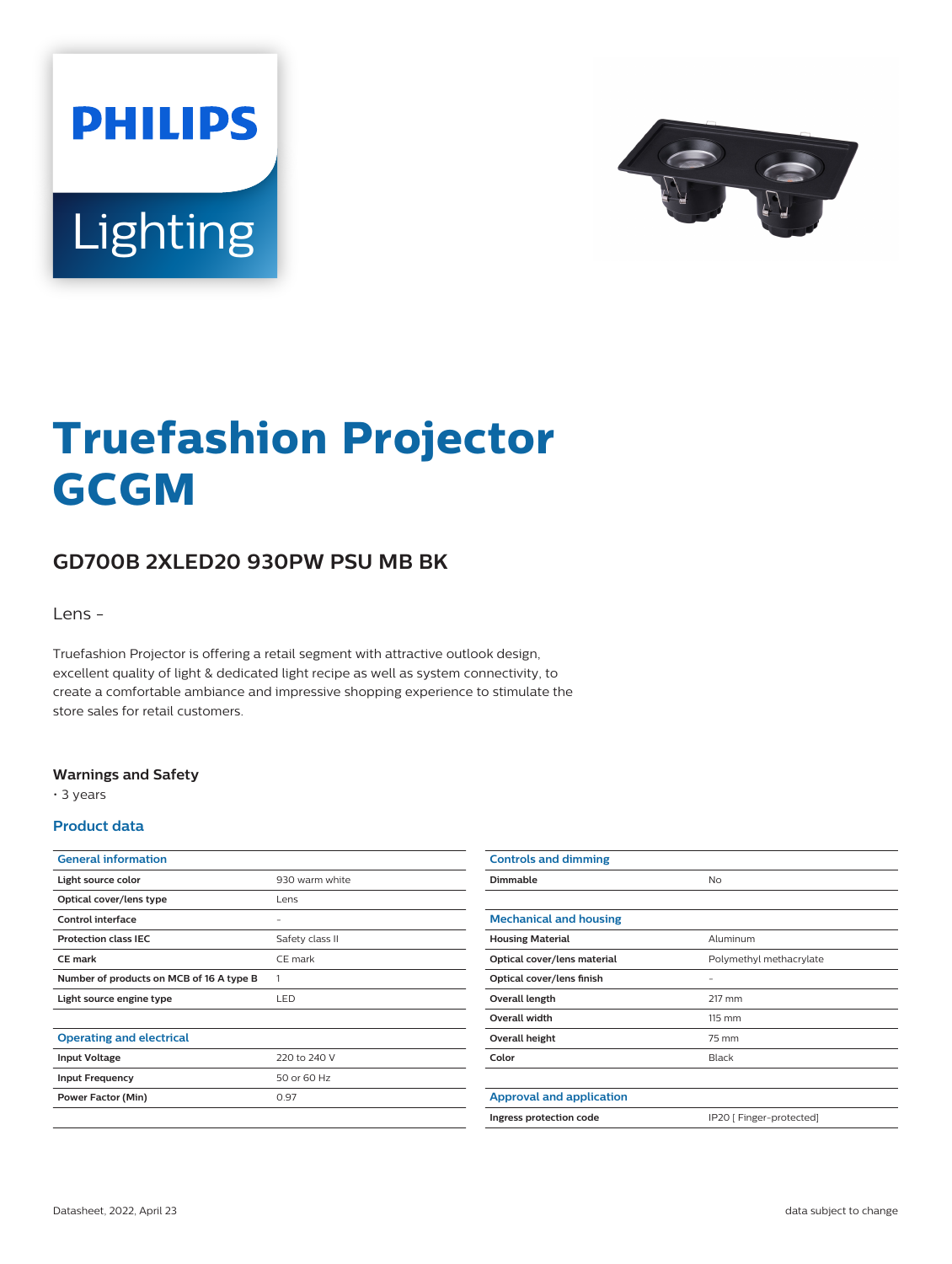PHILIPS

Lighting

# Truefashion Projector GCGM

## GD700B 2XLED20 930PW PSU MB BK

Lens -

Truefashion Projector is offering a retail segment with attractive outlook design, excellent quality of light & dedicated light recipe as well as system connectivity, to create a comfortable ambiance and impressive shopping experience to stimulate the store sales for retail customers.

### Warnings and Safety

- 3 years

### Product data

| General information | |
|---|---|
| Light source color | 930 warm white |
| Optical cover/lens type | Lens |
| Control interface | - |
| Protection class IEC | Safety class II |
| CE mark | CE mark |
| Number of products on MCB of 16 A type B | 1 |
| Light source engine type | LED |

| Operating and electrical | |
|---|---|
| Input Voltage | 220 to 240 V |
| Input Frequency | 50 or 60 Hz |
| Power Factor (Min) | 0.97 |

| Controls and dimming | |
|---|---|
| Dimmable | No |

| Mechanical and housing | |
|---|---|
| Housing Material | Aluminum |
| Optical cover/lens material | Polymethyl methacrylate |
| Optical cover/lens finish | - |
| Overall length | 217 mm |
| Overall width | 115 mm |
| Overall height | 75 mm |
| Color | Black |

| Approval and application | |
|---|---|
| Ingress protection code | IP20 [ Finger-protected] |

Datasheet, 2022, April 23

data subject to change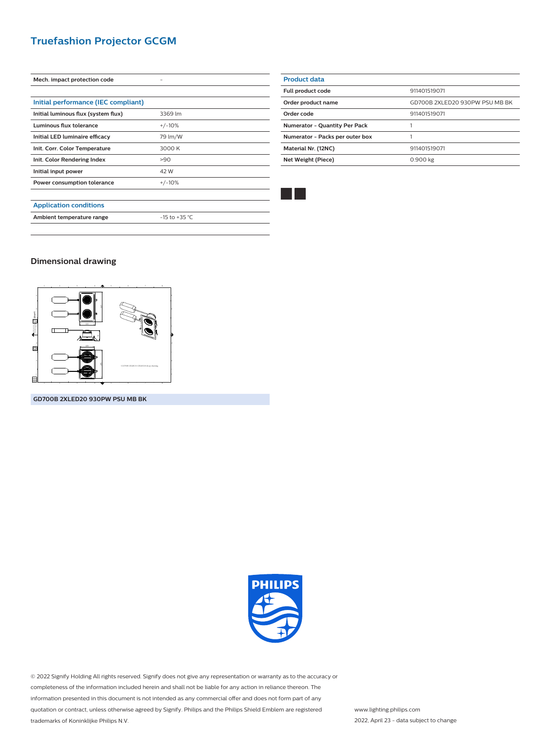# Truefashion Projector GCGM

| | |
|---|---|
| Mech. impact protection code | - |

| Initial performance (IEC compliant) | |
|---|---|
| Initial luminous flux (system flux) | 3369 lm |
| Luminous flux tolerance | +/-10% |
| Initial LED luminaire efficacy | 79 lm/W |
| Init. Corr. Color Temperature | 3000 K |
| Init. Color Rendering Index | >90 |
| Initial input power | 42 W |
| Power consumption tolerance | +/-10% |

| Application conditions | |
|---|---|
| Ambient temperature range | -15 to +35 °C |

| Product data | |
|---|---|
| Full product code | 911401519071 |
| Order product name | GD700B 2XLED20 930PW PSU MB BK |
| Order code | 911401519071 |
| Numerator - Quantity Per Pack | 1 |
| Numerator - Packs per outer box | 1 |
| Material Nr. (12NC) | 911401519071 |
| Net Weight (Piece) | 0.900 kg |

## Dimensional drawing

GD700B 2XLED20 930PW PSU MB BK

© 2022 Signify Holding All rights reserved. Signify does not give any representation or warranty as to the accuracy or completeness of the information included herein and shall not be liable for any action in reliance thereon. The information presented in this document is not intended as any commercial offer and does not form part of any quotation or contract, unless otherwise agreed by Signify. Philips and the Philips Shield Emblem are registered trademarks of Koninklijke Philips N.V.

www.lighting.philips.com

2022, April 23 - data subject to change